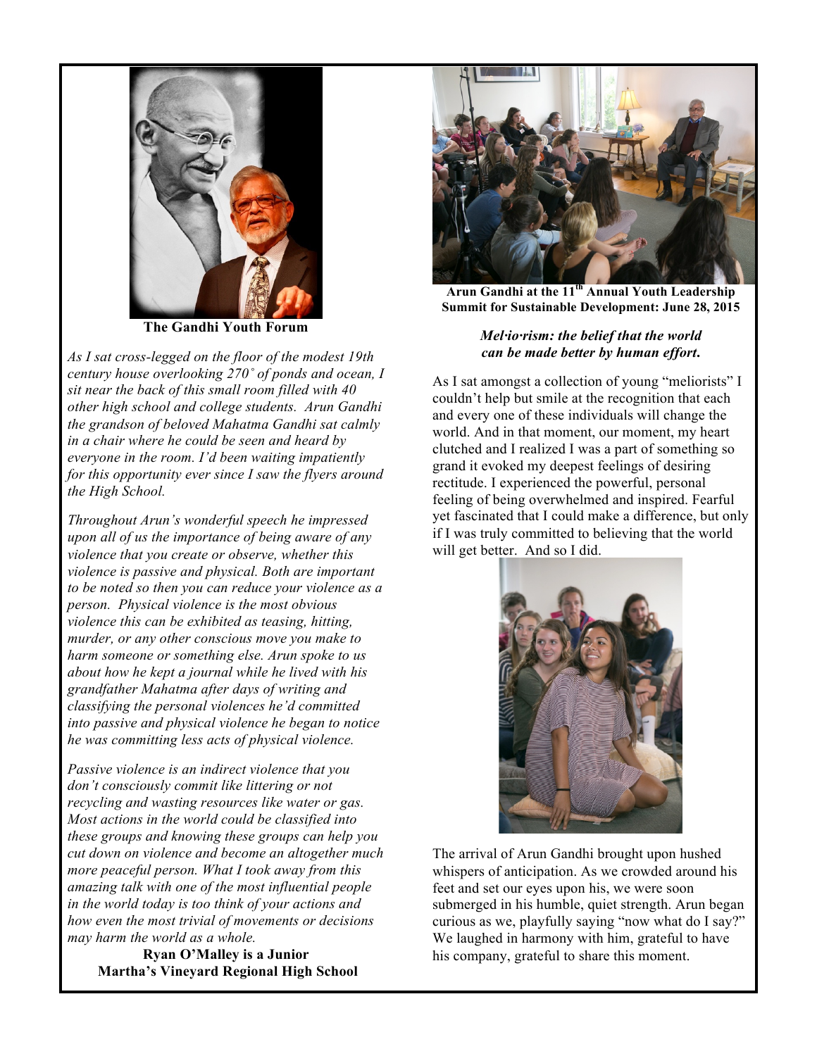**The Gandhi Youth Forum**

*As I sat cross-legged on the floor of the modest 19th century house overlooking 270˚ of ponds and ocean, I sit near the back of this small room filled with 40 other high school and college students. Arun Gandhi the grandson of beloved Mahatma Gandhi sat calmly in a chair where he could be seen and heard by everyone in the room. I'd been waiting impatiently for this opportunity ever since I saw the flyers around the High School.*

*Throughout Arun's wonderful speech he impressed upon all of us the importance of being aware of any violence that you create or observe, whether this violence is passive and physical. Both are important to be noted so then you can reduce your violence as a person. Physical violence is the most obvious violence this can be exhibited as teasing, hitting, murder, or any other conscious move you make to harm someone or something else. Arun spoke to us about how he kept a journal while he lived with his grandfather Mahatma after days of writing and classifying the personal violences he'd committed into passive and physical violence he began to notice he was committing less acts of physical violence.*

*Passive violence is an indirect violence that you don't consciously commit like littering or not recycling and wasting resources like water or gas. Most actions in the world could be classified into these groups and knowing these groups can help you cut down on violence and become an altogether much more peaceful person. What I took away from this amazing talk with one of the most influential people in the world today is too think of your actions and how even the most trivial of movements or decisions may harm the world as a whole.*

**Ryan O'Malley is a Junior**
**Martha's Vineyard Regional High School**

**Arun Gandhi at the 11th Annual Youth Leadership Summit for Sustainable Development: June 28, 2015**

***Mel·io·rism: the belief that the world can be made better by human effort.***

As I sat amongst a collection of young "meliorists" I couldn't help but smile at the recognition that each and every one of these individuals will change the world. And in that moment, our moment, my heart clutched and I realized I was a part of something so grand it evoked my deepest feelings of desiring rectitude. I experienced the powerful, personal feeling of being overwhelmed and inspired. Fearful yet fascinated that I could make a difference, but only if I was truly committed to believing that the world will get better. And so I did.

The arrival of Arun Gandhi brought upon hushed whispers of anticipation. As we crowded around his feet and set our eyes upon his, we were soon submerged in his humble, quiet strength. Arun began curious as we, playfully saying "now what do I say?" We laughed in harmony with him, grateful to have his company, grateful to share this moment.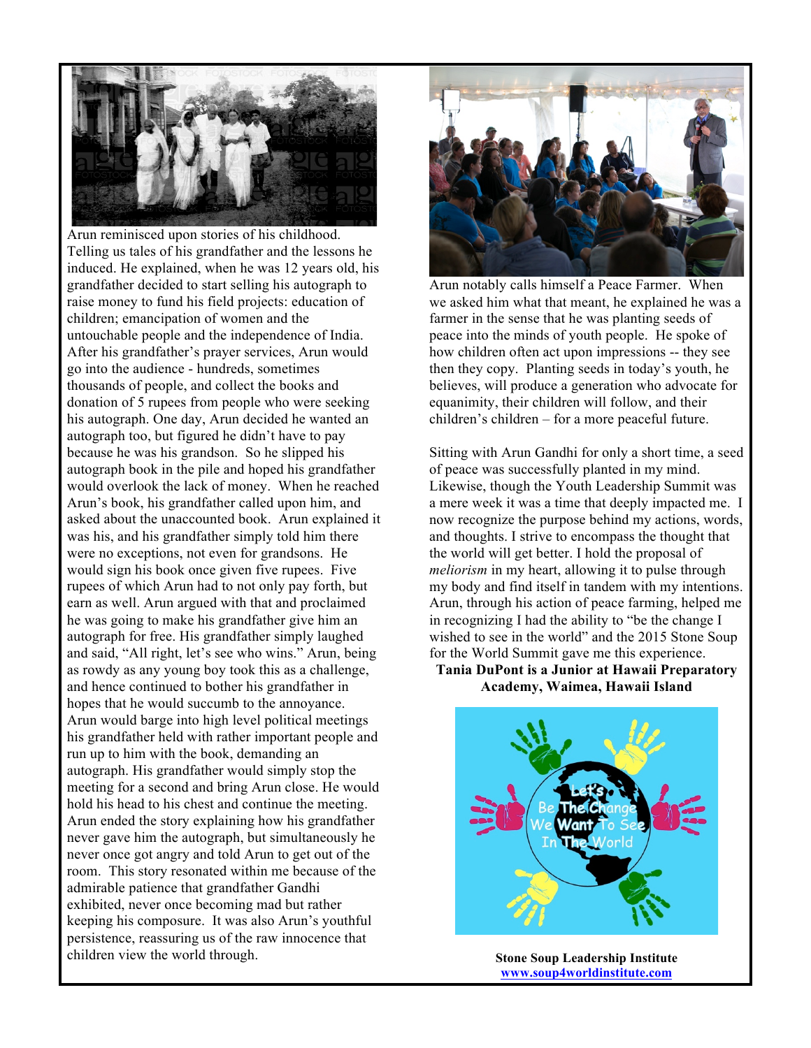Arun reminisced upon stories of his childhood. Telling us tales of his grandfather and the lessons he induced. He explained, when he was 12 years old, his grandfather decided to start selling his autograph to raise money to fund his field projects: education of children; emancipation of women and the untouchable people and the independence of India. After his grandfather's prayer services, Arun would go into the audience - hundreds, sometimes thousands of people, and collect the books and donation of 5 rupees from people who were seeking his autograph. One day, Arun decided he wanted an autograph too, but figured he didn't have to pay because he was his grandson. So he slipped his autograph book in the pile and hoped his grandfather would overlook the lack of money. When he reached Arun's book, his grandfather called upon him, and asked about the unaccounted book. Arun explained it was his, and his grandfather simply told him there were no exceptions, not even for grandsons. He would sign his book once given five rupees. Five rupees of which Arun had to not only pay forth, but earn as well. Arun argued with that and proclaimed he was going to make his grandfather give him an autograph for free. His grandfather simply laughed and said, "All right, let's see who wins." Arun, being as rowdy as any young boy took this as a challenge, and hence continued to bother his grandfather in hopes that he would succumb to the annoyance. Arun would barge into high level political meetings his grandfather held with rather important people and run up to him with the book, demanding an autograph. His grandfather would simply stop the meeting for a second and bring Arun close. He would hold his head to his chest and continue the meeting. Arun ended the story explaining how his grandfather never gave him the autograph, but simultaneously he never once got angry and told Arun to get out of the room. This story resonated within me because of the admirable patience that grandfather Gandhi exhibited, never once becoming mad but rather keeping his composure. It was also Arun's youthful persistence, reassuring us of the raw innocence that children view the world through.

Arun notably calls himself a Peace Farmer. When we asked him what that meant, he explained he was a farmer in the sense that he was planting seeds of peace into the minds of youth people. He spoke of how children often act upon impressions -- they see then they copy. Planting seeds in today's youth, he believes, will produce a generation who advocate for equanimity, their children will follow, and their children's children – for a more peaceful future.

Sitting with Arun Gandhi for only a short time, a seed of peace was successfully planted in my mind. Likewise, though the Youth Leadership Summit was a mere week it was a time that deeply impacted me. I now recognize the purpose behind my actions, words, and thoughts. I strive to encompass the thought that the world will get better. I hold the proposal of *meliorism* in my heart, allowing it to pulse through my body and find itself in tandem with my intentions. Arun, through his action of peace farming, helped me in recognizing I had the ability to "be the change I wished to see in the world" and the 2015 Stone Soup for the World Summit gave me this experience.

**Tania DuPont is a Junior at Hawaii Preparatory Academy, Waimea, Hawaii Island**

**Stone Soup Leadership Institute**
**www.soup4worldinstitute.com**